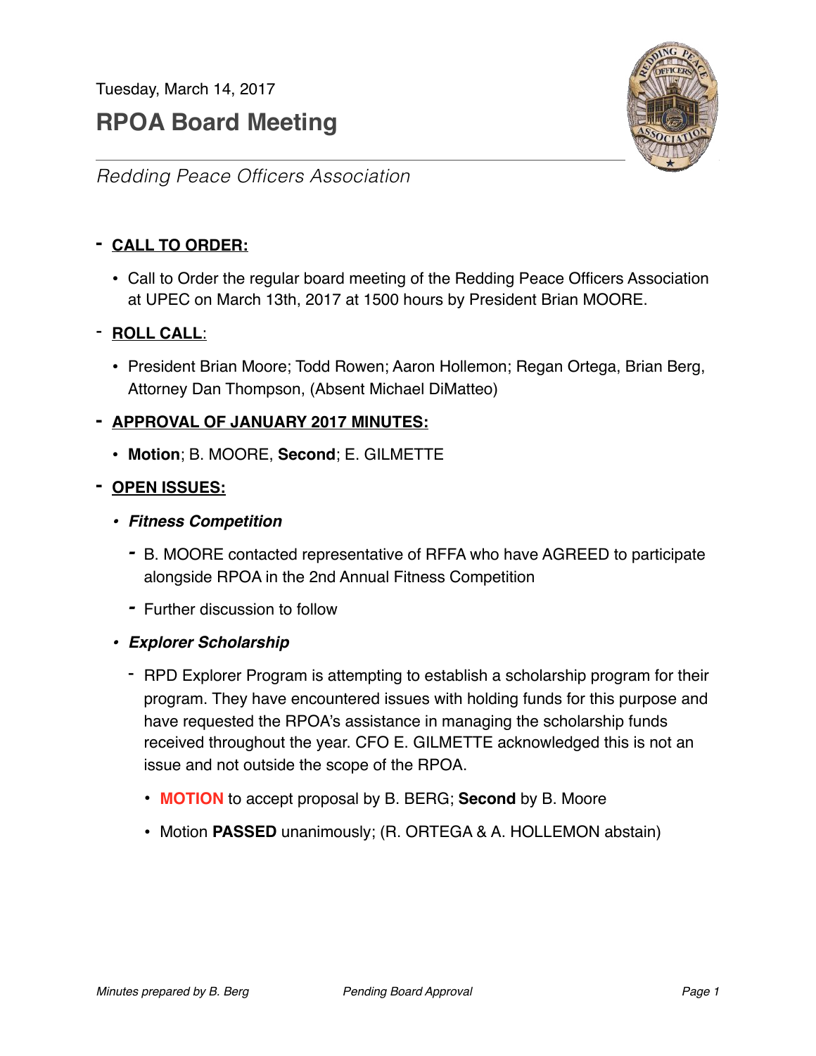Tuesday, March 14, 2017

# RPOA Board Meeting

*Redding Peace Officers Association*

## - CALL TO ORDER:

- Call to Order the regular board meeting of the Redding Peace Officers Association at UPEC on March 13th, 2017 at 1500 hours by President Brian MOORE.

## - ROLL CALL:

- President Brian Moore; Todd Rowen; Aaron Hollemon; Regan Ortega, Brian Berg, Attorney Dan Thompson, (Absent Michael DiMatteo)

## - APPROVAL OF JANUARY 2017 MINUTES:

- **Motion**; B. MOORE, **Second**; E. GILMETTE

## - OPEN ISSUES:

- ***Fitness Competition***
  - B. MOORE contacted representative of RFFA who have AGREED to participate alongside RPOA in the 2nd Annual Fitness Competition
  - Further discussion to follow
- ***Explorer Scholarship***
  - RPD Explorer Program is attempting to establish a scholarship program for their program. They have encountered issues with holding funds for this purpose and have requested the RPOA's assistance in managing the scholarship funds received throughout the year. CFO E. GILMETTE acknowledged this is not an issue and not outside the scope of the RPOA.
    - **MOTION** to accept proposal by B. BERG; **Second** by B. Moore
    - Motion **PASSED** unanimously; (R. ORTEGA & A. HOLLEMON abstain)

*Minutes prepared by B. Berg* *Pending Board Approval*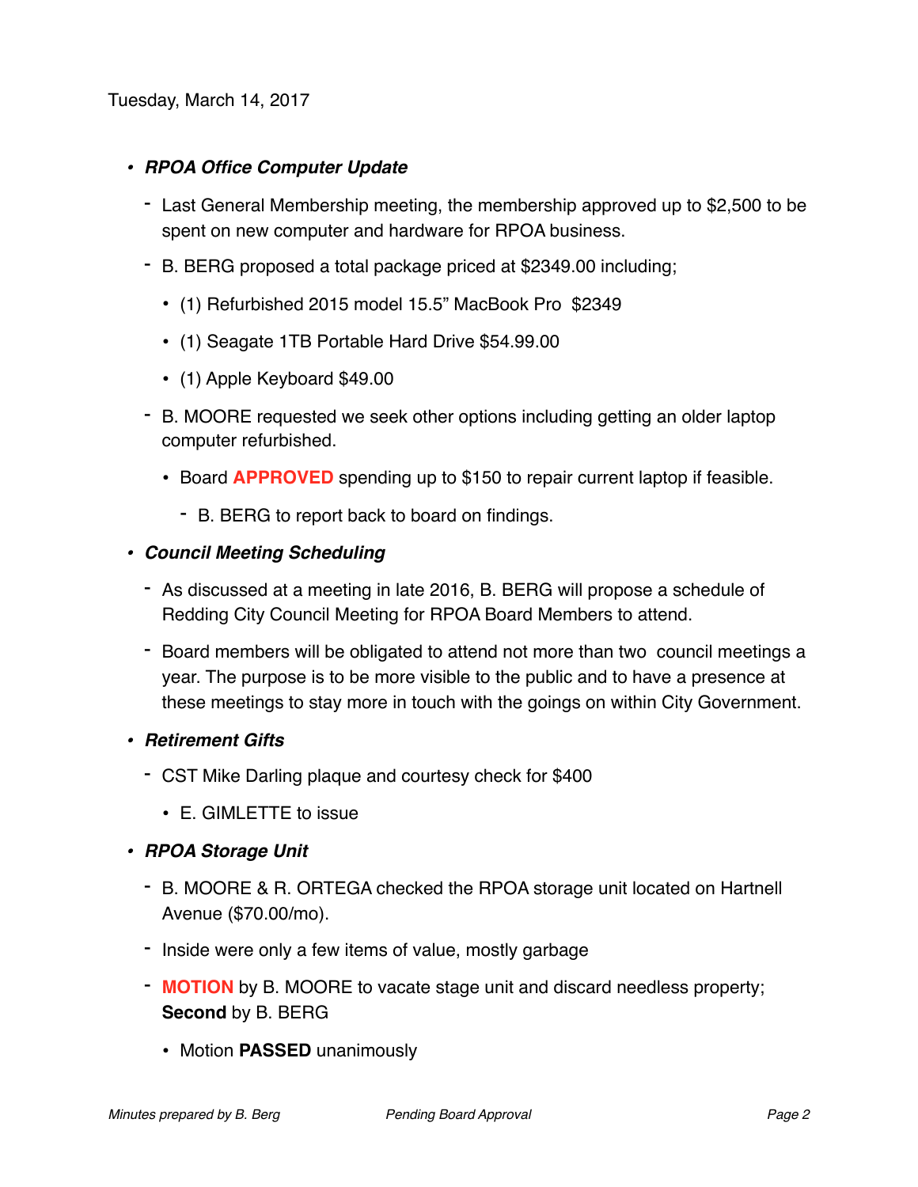Tuesday, March 14, 2017

- ***RPOA Office Computer Update***
  - Last General Membership meeting, the membership approved up to $2,500 to be spent on new computer and hardware for RPOA business.
  - B. BERG proposed a total package priced at $2349.00 including;
    - (1) Refurbished 2015 model 15.5" MacBook Pro  $2349
    - (1) Seagate 1TB Portable Hard Drive $54.99.00
    - (1) Apple Keyboard $49.00
  - B. MOORE requested we seek other options including getting an older laptop computer refurbished.
    - Board **APPROVED** spending up to $150 to repair current laptop if feasible.
      - B. BERG to report back to board on findings.
- ***Council Meeting Scheduling***
  - As discussed at a meeting in late 2016, B. BERG will propose a schedule of Redding City Council Meeting for RPOA Board Members to attend.
  - Board members will be obligated to attend not more than two  council meetings a year. The purpose is to be more visible to the public and to have a presence at these meetings to stay more in touch with the goings on within City Government.
- ***Retirement Gifts***
  - CST Mike Darling plaque and courtesy check for $400
    - E. GIMLETTE to issue
- ***RPOA Storage Unit***
  - B. MOORE & R. ORTEGA checked the RPOA storage unit located on Hartnell Avenue ($70.00/mo).
  - Inside were only a few items of value, mostly garbage
  - **MOTION** by B. MOORE to vacate stage unit and discard needless property; **Second** by B. BERG
    - Motion **PASSED** unanimously

*Minutes prepared by B. Berg* *Pending Board Approval*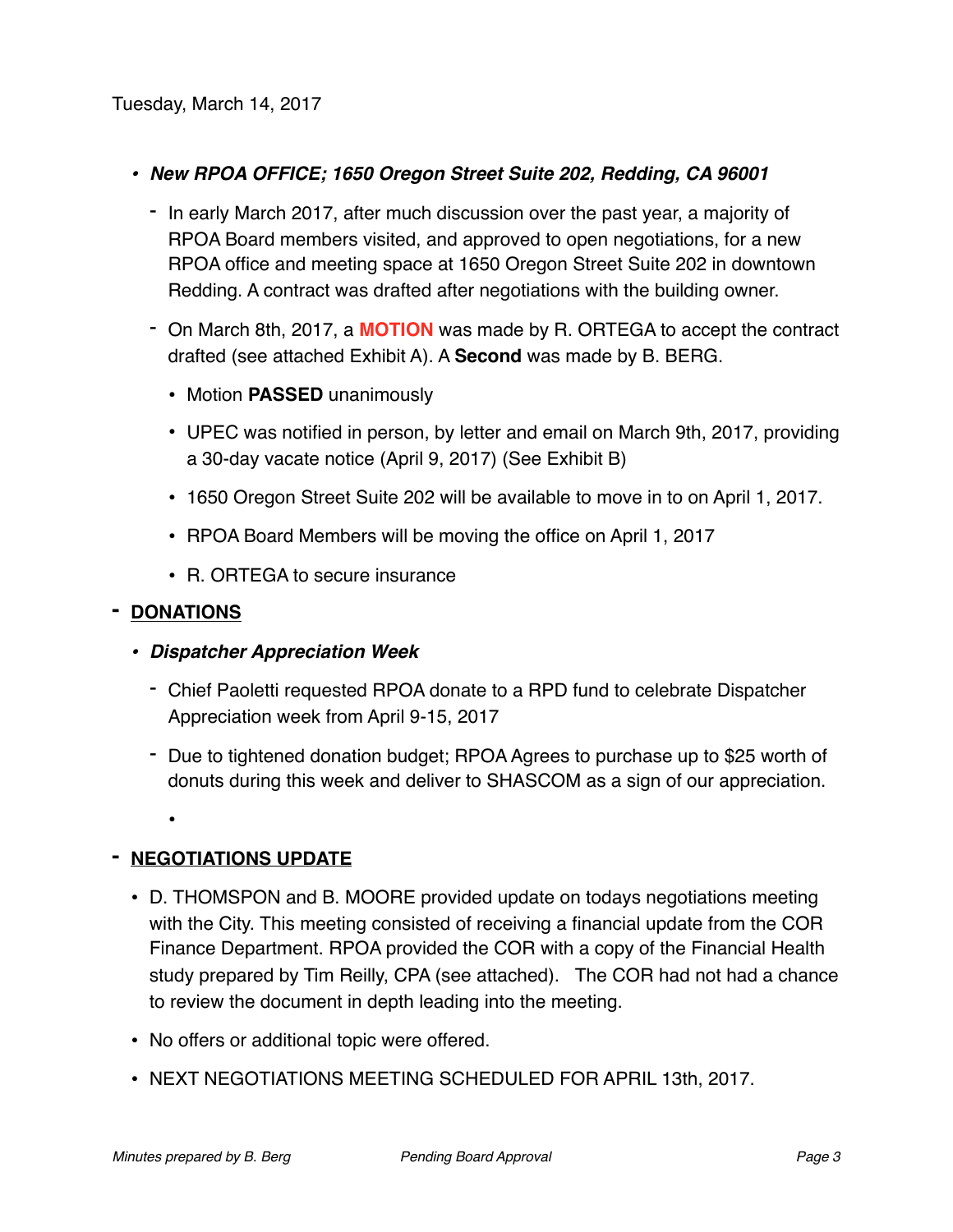Tuesday, March 14, 2017

- ***New RPOA OFFICE; 1650 Oregon Street Suite 202, Redding, CA 96001***
  - In early March 2017, after much discussion over the past year, a majority of RPOA Board members visited, and approved to open negotiations, for a new RPOA office and meeting space at 1650 Oregon Street Suite 202 in downtown Redding. A contract was drafted after negotiations with the building owner.
  - On March 8th, 2017, a **MOTION** was made by R. ORTEGA to accept the contract drafted (see attached Exhibit A). A **Second** was made by B. BERG.
    - Motion **PASSED** unanimously
    - UPEC was notified in person, by letter and email on March 9th, 2017, providing a 30-day vacate notice (April 9, 2017) (See Exhibit B)
    - 1650 Oregon Street Suite 202 will be available to move in to on April 1, 2017.
    - RPOA Board Members will be moving the office on April 1, 2017
    - R. ORTEGA to secure insurance

- **DONATIONS**
  - ***Dispatcher Appreciation Week***
    - Chief Paoletti requested RPOA donate to a RPD fund to celebrate Dispatcher Appreciation week from April 9-15, 2017
    - Due to tightened donation budget; RPOA Agrees to purchase up to $25 worth of donuts during this week and deliver to SHASCOM as a sign of our appreciation.

- **NEGOTIATIONS UPDATE**
  - D. THOMSPON and B. MOORE provided update on todays negotiations meeting with the City. This meeting consisted of receiving a financial update from the COR Finance Department. RPOA provided the COR with a copy of the Financial Health study prepared by Tim Reilly, CPA (see attached). The COR had not had a chance to review the document in depth leading into the meeting.
  - No offers or additional topic were offered.
  - NEXT NEGOTIATIONS MEETING SCHEDULED FOR APRIL 13th, 2017.

*Minutes prepared by B. Berg* *Pending Board Approval*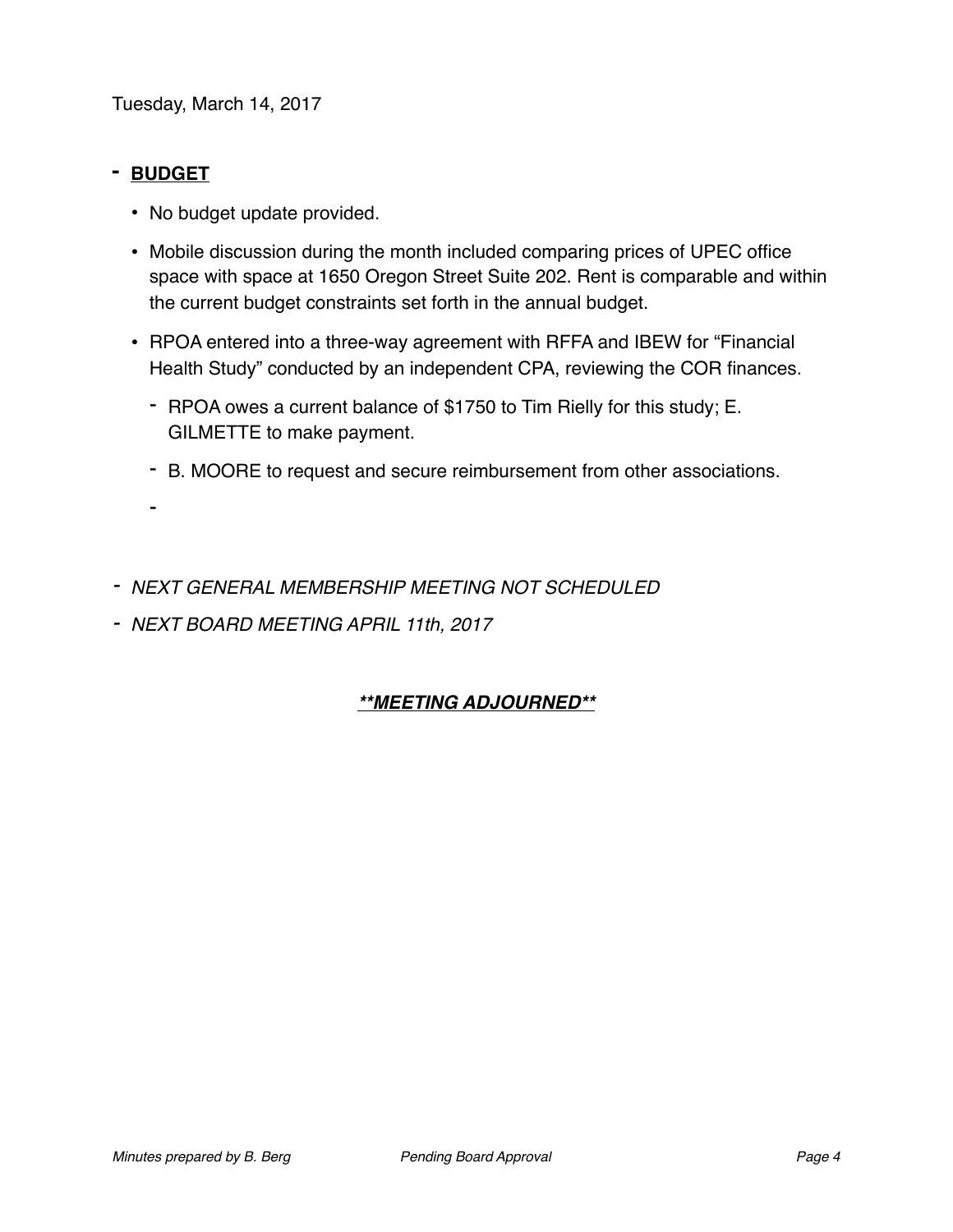Tuesday, March 14, 2017

- **BUDGET**
  - No budget update provided.
  - Mobile discussion during the month included comparing prices of UPEC office space with space at 1650 Oregon Street Suite 202. Rent is comparable and within the current budget constraints set forth in the annual budget.
  - RPOA entered into a three-way agreement with RFFA and IBEW for "Financial Health Study" conducted by an independent CPA, reviewing the COR finances.
    - RPOA owes a current balance of $1750 to Tim Rielly for this study; E. GILMETTE to make payment.
    - B. MOORE to request and secure reimbursement from other associations.
    -

- *NEXT GENERAL MEMBERSHIP MEETING NOT SCHEDULED*
- *NEXT BOARD MEETING APRIL 11th, 2017*

***<u>**MEETING ADJOURNED**</u>***

*Minutes prepared by B. Berg* *Pending Board Approval*